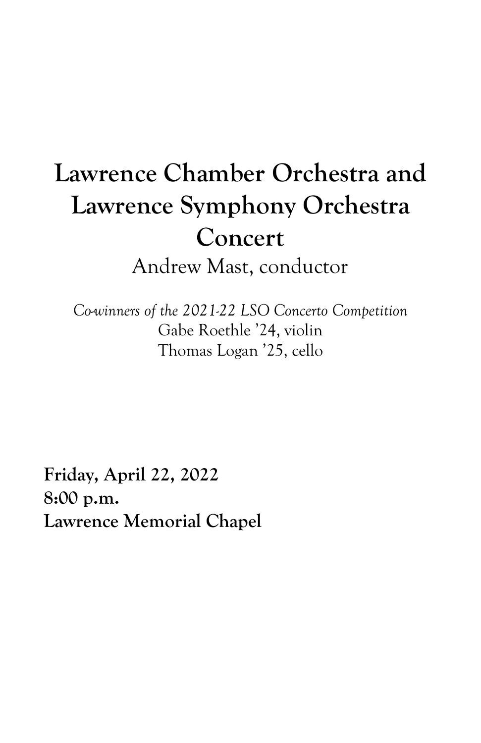# Lawrence Chamber Orchestra and Lawrence Symphony Orchestra Concert

Andrew Mast, conductor

*Co-winners of the 2021-22 LSO Concerto Competition*
Gabe Roethle '24, violin
Thomas Logan '25, cello

**Friday, April 22, 2022**
**8:00 p.m.**
**Lawrence Memorial Chapel**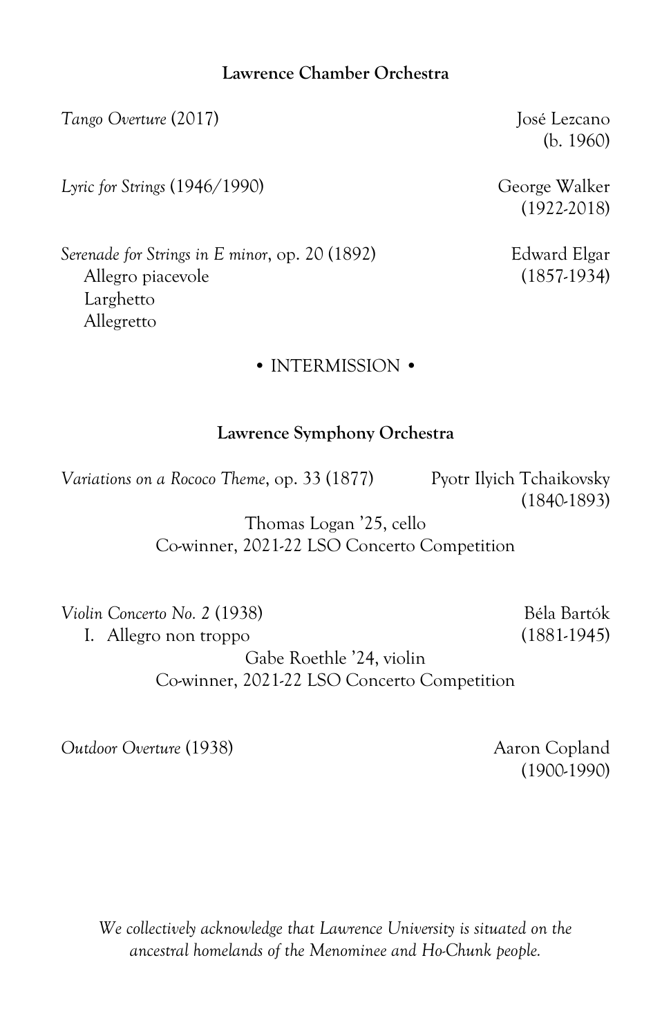**Lawrence Chamber Orchestra**

*Tango Overture* (2017) — José Lezcano (b. 1960)

*Lyric for Strings* (1946/1990) — George Walker (1922-2018)

*Serenade for Strings in E minor*, op. 20 (1892) — Edward Elgar (1857-1934)
- Allegro piacevole
- Larghetto
- Allegretto

• INTERMISSION •

**Lawrence Symphony Orchestra**

*Variations on a Rococo Theme*, op. 33 (1877) — Pyotr Ilyich Tchaikovsky (1840-1893)

Thomas Logan '25, cello
Co-winner, 2021-22 LSO Concerto Competition

*Violin Concerto No. 2* (1938) — Béla Bartók (1881-1945)
- I. Allegro non troppo

Gabe Roethle '24, violin
Co-winner, 2021-22 LSO Concerto Competition

*Outdoor Overture* (1938) — Aaron Copland (1900-1990)

*We collectively acknowledge that Lawrence University is situated on the ancestral homelands of the Menominee and Ho-Chunk people.*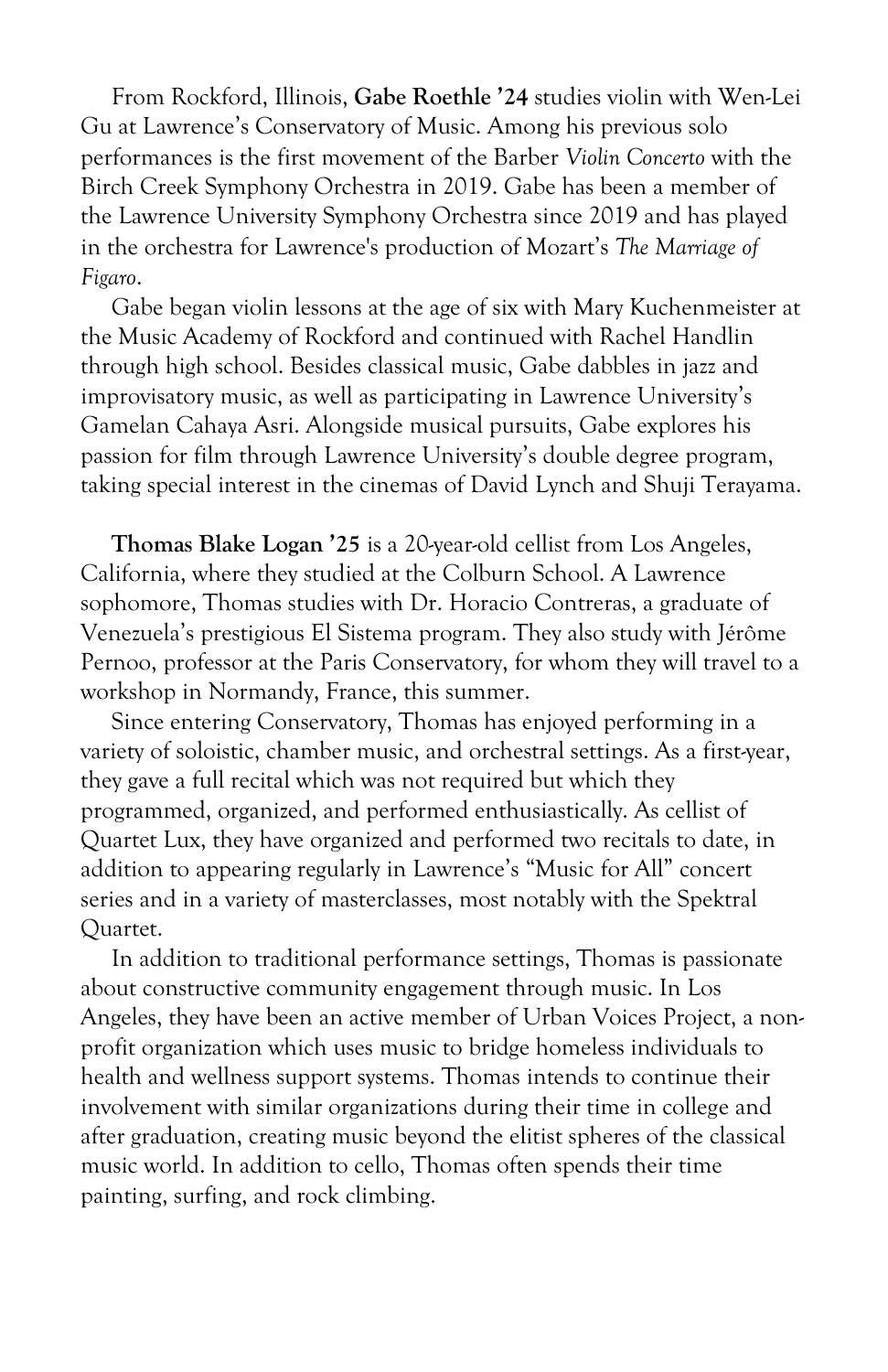From Rockford, Illinois, **Gabe Roethle '24** studies violin with Wen-Lei Gu at Lawrence's Conservatory of Music. Among his previous solo performances is the first movement of the Barber *Violin Concerto* with the Birch Creek Symphony Orchestra in 2019. Gabe has been a member of the Lawrence University Symphony Orchestra since 2019 and has played in the orchestra for Lawrence's production of Mozart's *The Marriage of Figaro*.

Gabe began violin lessons at the age of six with Mary Kuchenmeister at the Music Academy of Rockford and continued with Rachel Handlin through high school. Besides classical music, Gabe dabbles in jazz and improvisatory music, as well as participating in Lawrence University's Gamelan Cahaya Asri. Alongside musical pursuits, Gabe explores his passion for film through Lawrence University's double degree program, taking special interest in the cinemas of David Lynch and Shuji Terayama.

**Thomas Blake Logan '25** is a 20-year-old cellist from Los Angeles, California, where they studied at the Colburn School. A Lawrence sophomore, Thomas studies with Dr. Horacio Contreras, a graduate of Venezuela's prestigious El Sistema program. They also study with Jérôme Pernoo, professor at the Paris Conservatory, for whom they will travel to a workshop in Normandy, France, this summer.

Since entering Conservatory, Thomas has enjoyed performing in a variety of soloistic, chamber music, and orchestral settings. As a first-year, they gave a full recital which was not required but which they programmed, organized, and performed enthusiastically. As cellist of Quartet Lux, they have organized and performed two recitals to date, in addition to appearing regularly in Lawrence's "Music for All" concert series and in a variety of masterclasses, most notably with the Spektral Quartet.

In addition to traditional performance settings, Thomas is passionate about constructive community engagement through music. In Los Angeles, they have been an active member of Urban Voices Project, a non-profit organization which uses music to bridge homeless individuals to health and wellness support systems. Thomas intends to continue their involvement with similar organizations during their time in college and after graduation, creating music beyond the elitist spheres of the classical music world. In addition to cello, Thomas often spends their time painting, surfing, and rock climbing.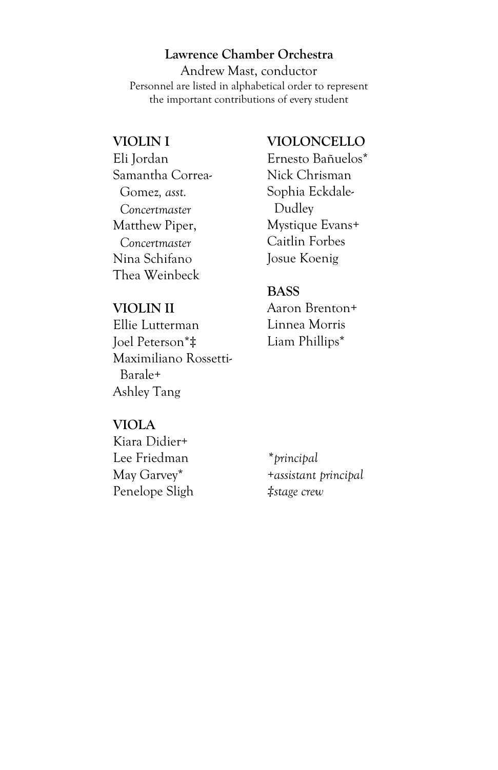**Lawrence Chamber Orchestra**

Andrew Mast, conductor

Personnel are listed in alphabetical order to represent the important contributions of every student

**VIOLIN I**

Eli Jordan
Samantha Correa-Gomez, *asst. Concertmaster*
Matthew Piper, *Concertmaster*
Nina Schifano
Thea Weinbeck

**VIOLIN II**

Ellie Lutterman
Joel Peterson*‡
Maximiliano Rossetti-Barale+
Ashley Tang

**VIOLA**

Kiara Didier+
Lee Friedman
May Garvey*
Penelope Sligh

**VIOLONCELLO**

Ernesto Bañuelos*
Nick Chrisman
Sophia Eckdale-Dudley
Mystique Evans+
Caitlin Forbes
Josue Koenig

**BASS**

Aaron Brenton+
Linnea Morris
Liam Phillips*

*\*principal*
*+assistant principal*
*‡stage crew*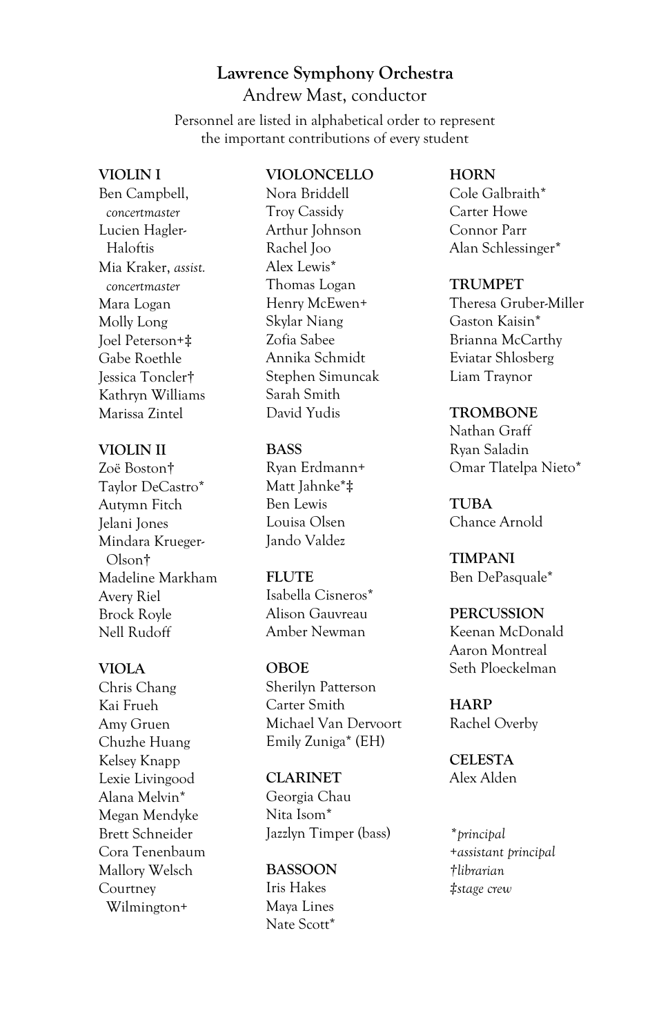## Lawrence Symphony Orchestra

Andrew Mast, conductor

Personnel are listed in alphabetical order to represent the important contributions of every student

**VIOLIN I**
Ben Campbell, *concertmaster*
Lucien Hagler-Haloftis
Mia Kraker, *assist. concertmaster*
Mara Logan
Molly Long
Joel Peterson+‡
Gabe Roethle
Jessica Toncler†
Kathryn Williams
Marissa Zintel

**VIOLIN II**
Zoë Boston†
Taylor DeCastro*
Autymn Fitch
Jelani Jones
Mindara Krueger-Olson†
Madeline Markham
Avery Riel
Brock Royle
Nell Rudoff

**VIOLA**
Chris Chang
Kai Frueh
Amy Gruen
Chuzhe Huang
Kelsey Knapp
Lexie Livingood
Alana Melvin*
Megan Mendyke
Brett Schneider
Cora Tenenbaum
Mallory Welsch
Courtney Wilmington+

**VIOLONCELLO**
Nora Briddell
Troy Cassidy
Arthur Johnson
Rachel Joo
Alex Lewis*
Thomas Logan
Henry McEwen+
Skylar Niang
Zofia Sabee
Annika Schmidt
Stephen Simuncak
Sarah Smith
David Yudis

**BASS**
Ryan Erdmann+
Matt Jahnke*‡
Ben Lewis
Louisa Olsen
Jando Valdez

**FLUTE**
Isabella Cisneros*
Alison Gauvreau
Amber Newman

**OBOE**
Sherilyn Patterson
Carter Smith
Michael Van Dervoort
Emily Zuniga* (EH)

**CLARINET**
Georgia Chau
Nita Isom*
Jazzlyn Timper (bass)

**BASSOON**
Iris Hakes
Maya Lines
Nate Scott*

**HORN**
Cole Galbraith*
Carter Howe
Connor Parr
Alan Schlessinger*

**TRUMPET**
Theresa Gruber-Miller
Gaston Kaisin*
Brianna McCarthy
Eviatar Shlosberg
Liam Traynor

**TROMBONE**
Nathan Graff
Ryan Saladin
Omar Tlatelpa Nieto*

**TUBA**
Chance Arnold

**TIMPANI**
Ben DePasquale*

**PERCUSSION**
Keenan McDonald
Aaron Montreal
Seth Ploeckelman

**HARP**
Rachel Overby

**CELESTA**
Alex Alden

*\*principal*
*+assistant principal*
*†librarian*
*‡stage crew*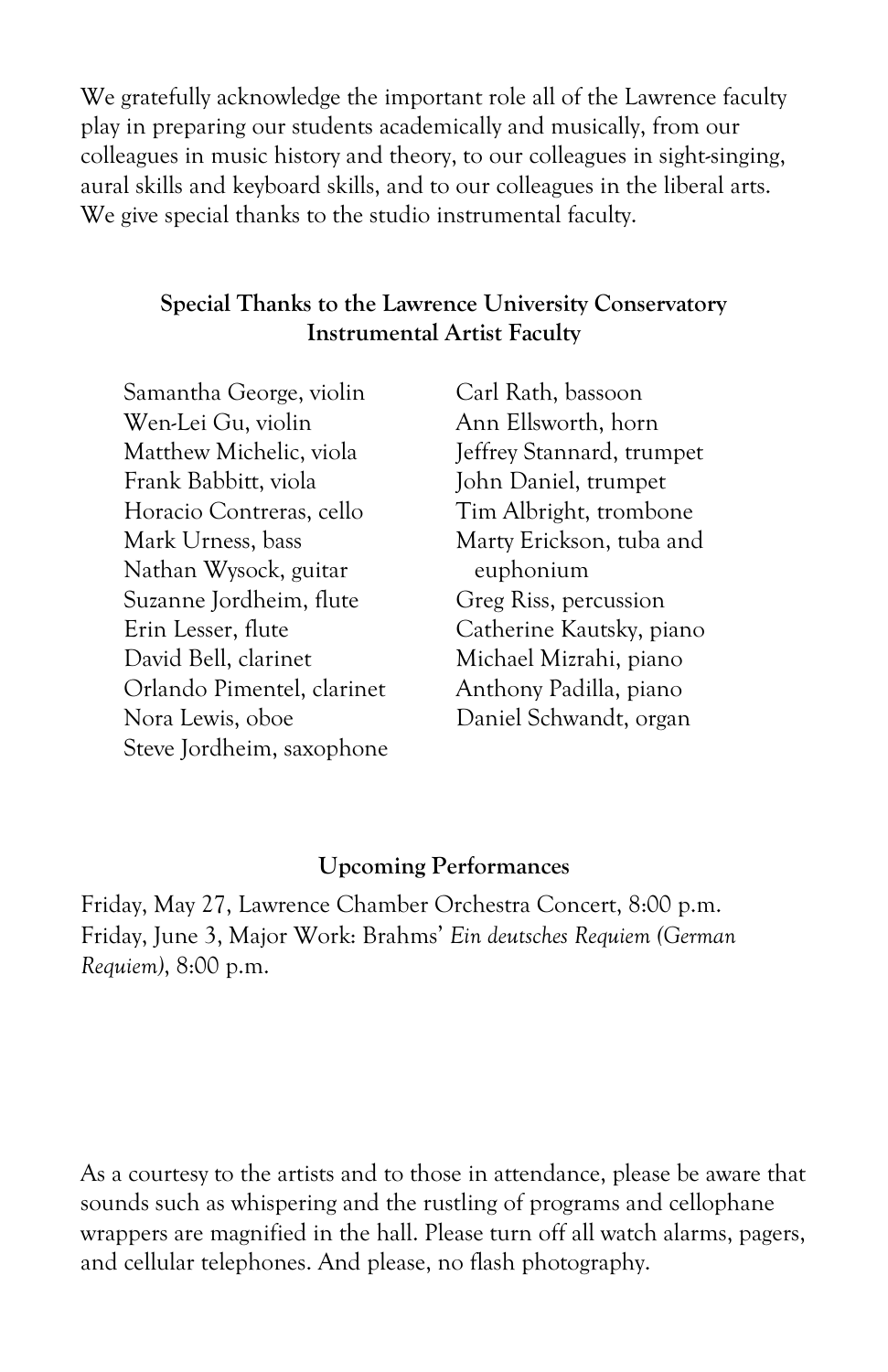We gratefully acknowledge the important role all of the Lawrence faculty play in preparing our students academically and musically, from our colleagues in music history and theory, to our colleagues in sight-singing, aural skills and keyboard skills, and to our colleagues in the liberal arts. We give special thanks to the studio instrumental faculty.

## Special Thanks to the Lawrence University Conservatory Instrumental Artist Faculty

Samantha George, violin
Wen-Lei Gu, violin
Matthew Michelic, viola
Frank Babbitt, viola
Horacio Contreras, cello
Mark Urness, bass
Nathan Wysock, guitar
Suzanne Jordheim, flute
Erin Lesser, flute
David Bell, clarinet
Orlando Pimentel, clarinet
Nora Lewis, oboe
Steve Jordheim, saxophone
Carl Rath, bassoon
Ann Ellsworth, horn
Jeffrey Stannard, trumpet
John Daniel, trumpet
Tim Albright, trombone
Marty Erickson, tuba and euphonium
Greg Riss, percussion
Catherine Kautsky, piano
Michael Mizrahi, piano
Anthony Padilla, piano
Daniel Schwandt, organ

## Upcoming Performances

Friday, May 27, Lawrence Chamber Orchestra Concert, 8:00 p.m.
Friday, June 3, Major Work: Brahms' *Ein deutsches Requiem (German Requiem)*, 8:00 p.m.

As a courtesy to the artists and to those in attendance, please be aware that sounds such as whispering and the rustling of programs and cellophane wrappers are magnified in the hall. Please turn off all watch alarms, pagers, and cellular telephones. And please, no flash photography.